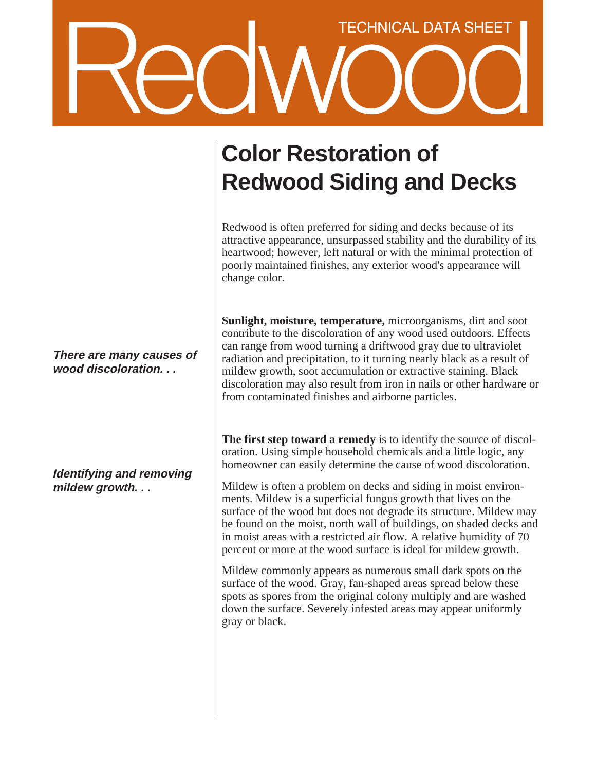# Redwood

TECHNICAL DATA SHEET

## Color Restoration of Redwood Siding and Decks

Redwood is often preferred for siding and decks because of its attractive appearance, unsurpassed stability and the durability of its heartwood; however, left natural or with the minimal protection of poorly maintained finishes, any exterior wood's appearance will change color.

***There are many causes of wood discoloration. . .***

**Sunlight, moisture, temperature,** microorganisms, dirt and soot contribute to the discoloration of any wood used outdoors. Effects can range from wood turning a driftwood gray due to ultraviolet radiation and precipitation, to it turning nearly black as a result of mildew growth, soot accumulation or extractive staining. Black discoloration may also result from iron in nails or other hardware or from contaminated finishes and airborne particles.

**The first step toward a remedy** is to identify the source of discoloration. Using simple household chemicals and a little logic, any homeowner can easily determine the cause of wood discoloration.

***Identifying and removing mildew growth. . .***

Mildew is often a problem on decks and siding in moist environments. Mildew is a superficial fungus growth that lives on the surface of the wood but does not degrade its structure. Mildew may be found on the moist, north wall of buildings, on shaded decks and in moist areas with a restricted air flow. A relative humidity of 70 percent or more at the wood surface is ideal for mildew growth.

Mildew commonly appears as numerous small dark spots on the surface of the wood. Gray, fan-shaped areas spread below these spots as spores from the original colony multiply and are washed down the surface. Severely infested areas may appear uniformly gray or black.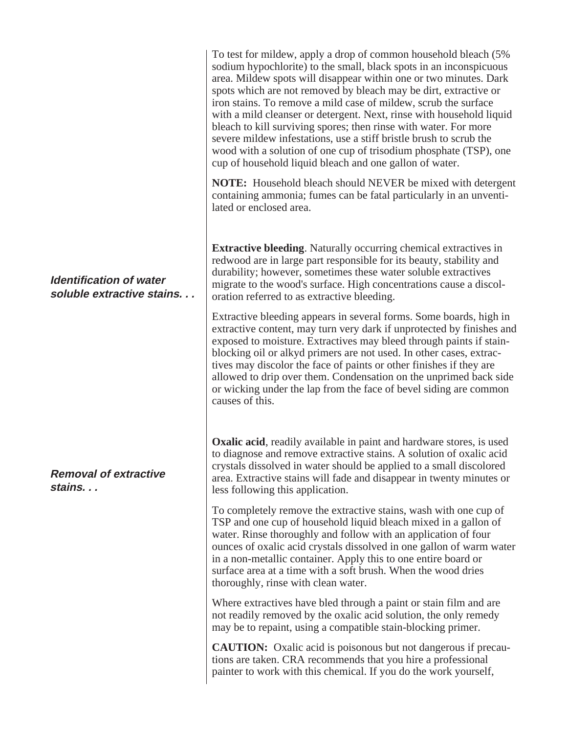To test for mildew, apply a drop of common household bleach (5% sodium hypochlorite) to the small, black spots in an inconspicuous area. Mildew spots will disappear within one or two minutes. Dark spots which are not removed by bleach may be dirt, extractive or iron stains. To remove a mild case of mildew, scrub the surface with a mild cleanser or detergent. Next, rinse with household liquid bleach to kill surviving spores; then rinse with water. For more severe mildew infestations, use a stiff bristle brush to scrub the wood with a solution of one cup of trisodium phosphate (TSP), one cup of household liquid bleach and one gallon of water.

**NOTE:** Household bleach should NEVER be mixed with detergent containing ammonia; fumes can be fatal particularly in an unventilated or enclosed area.

### *Identification of water soluble extractive stains. . .*

**Extractive bleeding**. Naturally occurring chemical extractives in redwood are in large part responsible for its beauty, stability and durability; however, sometimes these water soluble extractives migrate to the wood's surface. High concentrations cause a discoloration referred to as extractive bleeding.

Extractive bleeding appears in several forms. Some boards, high in extractive content, may turn very dark if unprotected by finishes and exposed to moisture. Extractives may bleed through paints if stain-blocking oil or alkyd primers are not used. In other cases, extractives may discolor the face of paints or other finishes if they are allowed to drip over them. Condensation on the unprimed back side or wicking under the lap from the face of bevel siding are common causes of this.

### *Removal of extractive stains. . .*

**Oxalic acid**, readily available in paint and hardware stores, is used to diagnose and remove extractive stains. A solution of oxalic acid crystals dissolved in water should be applied to a small discolored area. Extractive stains will fade and disappear in twenty minutes or less following this application.

To completely remove the extractive stains, wash with one cup of TSP and one cup of household liquid bleach mixed in a gallon of water. Rinse thoroughly and follow with an application of four ounces of oxalic acid crystals dissolved in one gallon of warm water in a non-metallic container. Apply this to one entire board or surface area at a time with a soft brush. When the wood dries thoroughly, rinse with clean water.

Where extractives have bled through a paint or stain film and are not readily removed by the oxalic acid solution, the only remedy may be to repaint, using a compatible stain-blocking primer.

**CAUTION:** Oxalic acid is poisonous but not dangerous if precautions are taken. CRA recommends that you hire a professional painter to work with this chemical. If you do the work yourself,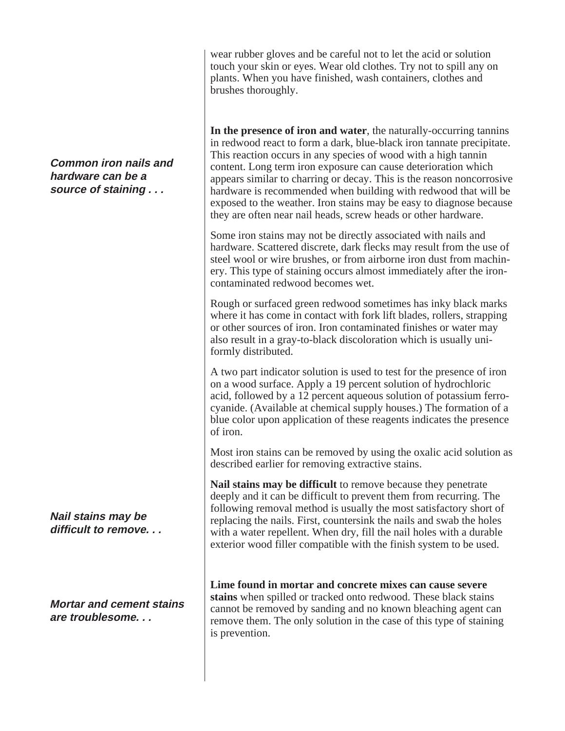wear rubber gloves and be careful not to let the acid or solution touch your skin or eyes. Wear old clothes. Try not to spill any on plants. When you have finished, wash containers, clothes and brushes thoroughly.

***Common iron nails and hardware can be a source of staining . . .***

**In the presence of iron and water**, the naturally-occurring tannins in redwood react to form a dark, blue-black iron tannate precipitate. This reaction occurs in any species of wood with a high tannin content. Long term iron exposure can cause deterioration which appears similar to charring or decay. This is the reason noncorrosive hardware is recommended when building with redwood that will be exposed to the weather. Iron stains may be easy to diagnose because they are often near nail heads, screw heads or other hardware.

Some iron stains may not be directly associated with nails and hardware. Scattered discrete, dark flecks may result from the use of steel wool or wire brushes, or from airborne iron dust from machinery. This type of staining occurs almost immediately after the iron-contaminated redwood becomes wet.

Rough or surfaced green redwood sometimes has inky black marks where it has come in contact with fork lift blades, rollers, strapping or other sources of iron. Iron contaminated finishes or water may also result in a gray-to-black discoloration which is usually uniformly distributed.

A two part indicator solution is used to test for the presence of iron on a wood surface. Apply a 19 percent solution of hydrochloric acid, followed by a 12 percent aqueous solution of potassium ferrocyanide. (Available at chemical supply houses.) The formation of a blue color upon application of these reagents indicates the presence of iron.

Most iron stains can be removed by using the oxalic acid solution as described earlier for removing extractive stains.

***Nail stains may be difficult to remove. . .***

**Nail stains may be difficult** to remove because they penetrate deeply and it can be difficult to prevent them from recurring. The following removal method is usually the most satisfactory short of replacing the nails. First, countersink the nails and swab the holes with a water repellent. When dry, fill the nail holes with a durable exterior wood filler compatible with the finish system to be used.

***Mortar and cement stains are troublesome. . .***

**Lime found in mortar and concrete mixes can cause severe stains** when spilled or tracked onto redwood. These black stains cannot be removed by sanding and no known bleaching agent can remove them. The only solution in the case of this type of staining is prevention.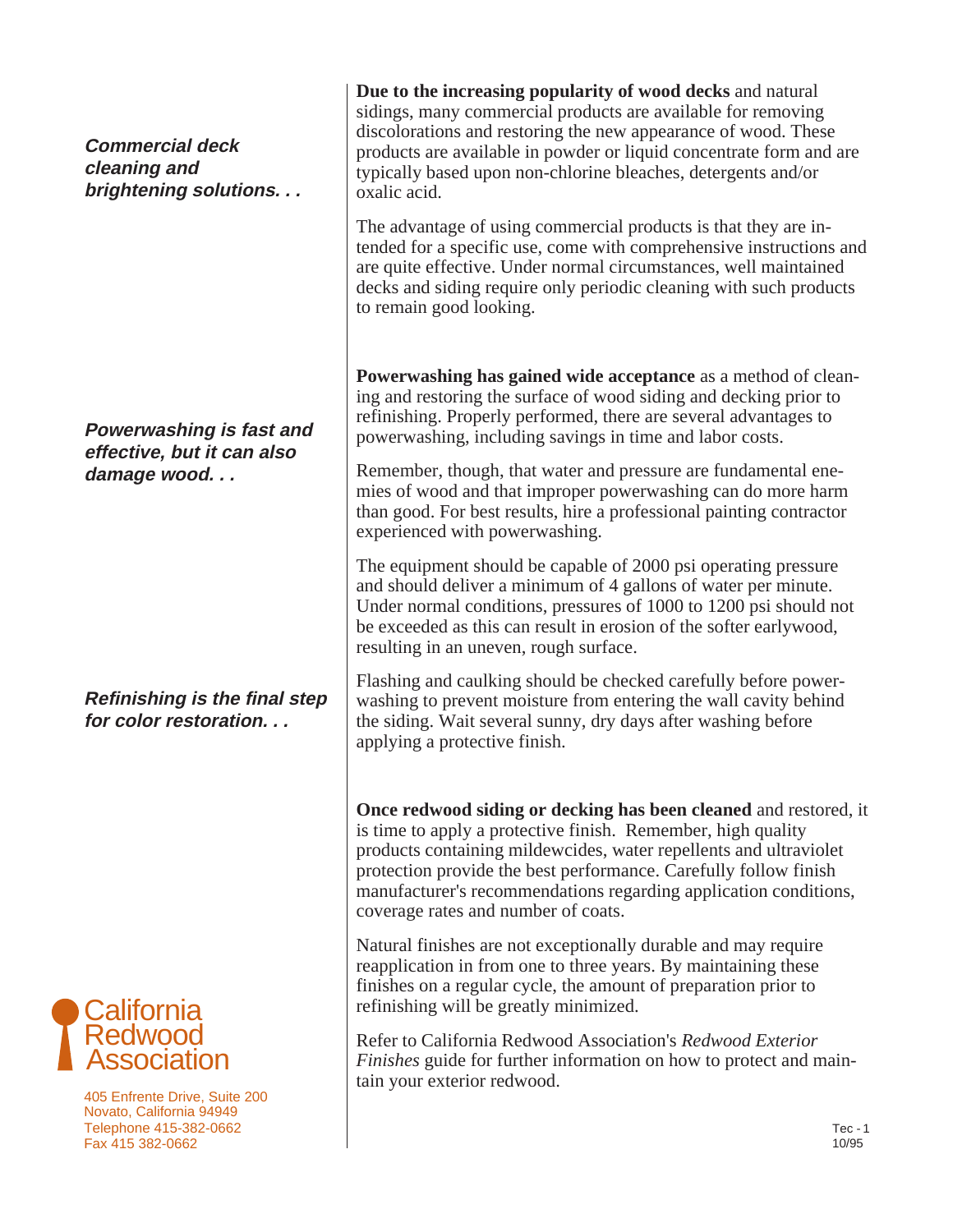***Commercial deck cleaning and brightening solutions. . .***

**Due to the increasing popularity of wood decks** and natural sidings, many commercial products are available for removing discolorations and restoring the new appearance of wood. These products are available in powder or liquid concentrate form and are typically based upon non-chlorine bleaches, detergents and/or oxalic acid.

The advantage of using commercial products is that they are intended for a specific use, come with comprehensive instructions and are quite effective. Under normal circumstances, well maintained decks and siding require only periodic cleaning with such products to remain good looking.

***Powerwashing is fast and effective, but it can also damage wood. . .***

**Powerwashing has gained wide acceptance** as a method of cleaning and restoring the surface of wood siding and decking prior to refinishing. Properly performed, there are several advantages to powerwashing, including savings in time and labor costs.

Remember, though, that water and pressure are fundamental enemies of wood and that improper powerwashing can do more harm than good. For best results, hire a professional painting contractor experienced with powerwashing.

The equipment should be capable of 2000 psi operating pressure and should deliver a minimum of 4 gallons of water per minute. Under normal conditions, pressures of 1000 to 1200 psi should not be exceeded as this can result in erosion of the softer earlywood, resulting in an uneven, rough surface.

Flashing and caulking should be checked carefully before powerwashing to prevent moisture from entering the wall cavity behind the siding. Wait several sunny, dry days after washing before applying a protective finish.

***Refinishing is the final step for color restoration. . .***

**Once redwood siding or decking has been cleaned** and restored, it is time to apply a protective finish. Remember, high quality products containing mildewcides, water repellents and ultraviolet protection provide the best performance. Carefully follow finish manufacturer's recommendations regarding application conditions, coverage rates and number of coats.

Natural finishes are not exceptionally durable and may require reapplication in from one to three years. By maintaining these finishes on a regular cycle, the amount of preparation prior to refinishing will be greatly minimized.

Refer to California Redwood Association's *Redwood Exterior Finishes* guide for further information on how to protect and maintain your exterior redwood.

California Redwood Association

405 Enfrente Drive, Suite 200
Novato, California 94949
Telephone 415-382-0662
Fax 415 382-0662

Tec - 1
10/95